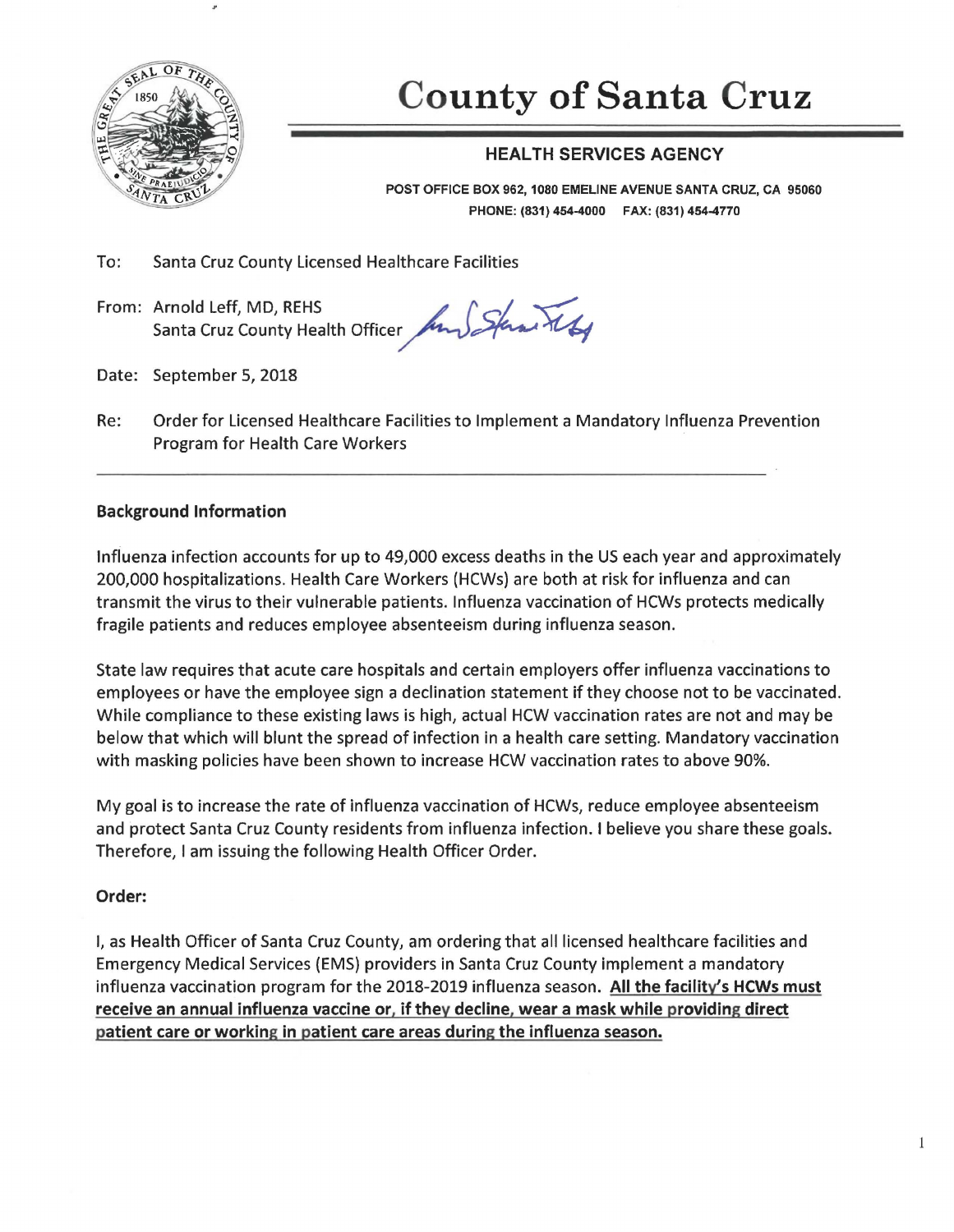# County of Santa Cruz

## HEALTH SERVICES AGENCY

POST OFFICE BOX 962, 1080 EMELINE AVENUE SANTA CRUZ, CA 95060
PHONE: (831) 454-4000 FAX: (831) 454-4770

To: Santa Cruz County Licensed Healthcare Facilities

From: Arnold Leff, MD, REHS
Santa Cruz County Health Officer

Date: September 5, 2018

Re: Order for Licensed Healthcare Facilities to Implement a Mandatory Influenza Prevention Program for Health Care Workers

---

**Background Information**

Influenza infection accounts for up to 49,000 excess deaths in the US each year and approximately 200,000 hospitalizations. Health Care Workers (HCWs) are both at risk for influenza and can transmit the virus to their vulnerable patients. Influenza vaccination of HCWs protects medically fragile patients and reduces employee absenteeism during influenza season.

State law requires that acute care hospitals and certain employers offer influenza vaccinations to employees or have the employee sign a declination statement if they choose not to be vaccinated. While compliance to these existing laws is high, actual HCW vaccination rates are not and may be below that which will blunt the spread of infection in a health care setting. Mandatory vaccination with masking policies have been shown to increase HCW vaccination rates to above 90%.

My goal is to increase the rate of influenza vaccination of HCWs, reduce employee absenteeism and protect Santa Cruz County residents from influenza infection. I believe you share these goals. Therefore, I am issuing the following Health Officer Order.

**Order:**

I, as Health Officer of Santa Cruz County, am ordering that all licensed healthcare facilities and Emergency Medical Services (EMS) providers in Santa Cruz County implement a mandatory influenza vaccination program for the 2018-2019 influenza season. **All the facility's HCWs must receive an annual influenza vaccine or, if they decline, wear a mask while providing direct patient care or working in patient care areas during the influenza season.**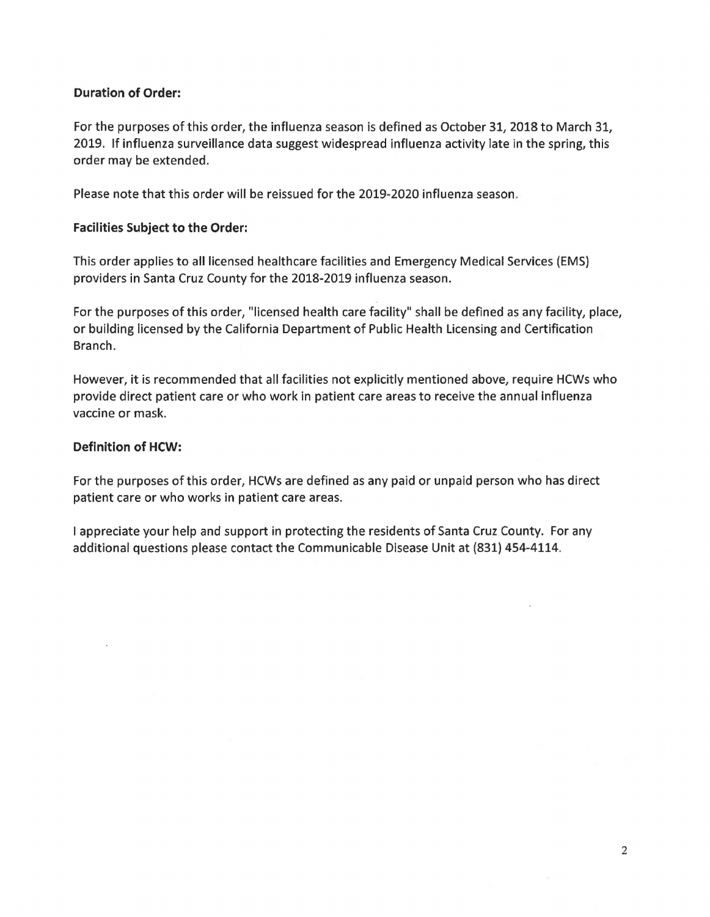**Duration of Order:**

For the purposes of this order, the influenza season is defined as October 31, 2018 to March 31, 2019. If influenza surveillance data suggest widespread influenza activity late in the spring, this order may be extended.

Please note that this order will be reissued for the 2019-2020 influenza season.

**Facilities Subject to the Order:**

This order applies to all licensed healthcare facilities and Emergency Medical Services (EMS) providers in Santa Cruz County for the 2018-2019 influenza season.

For the purposes of this order, "licensed health care facility" shall be defined as any facility, place, or building licensed by the California Department of Public Health Licensing and Certification Branch.

However, it is recommended that all facilities not explicitly mentioned above, require HCWs who provide direct patient care or who work in patient care areas to receive the annual influenza vaccine or mask.

**Definition of HCW:**

For the purposes of this order, HCWs are defined as any paid or unpaid person who has direct patient care or who works in patient care areas.

I appreciate your help and support in protecting the residents of Santa Cruz County. For any additional questions please contact the Communicable Disease Unit at (831) 454-4114.